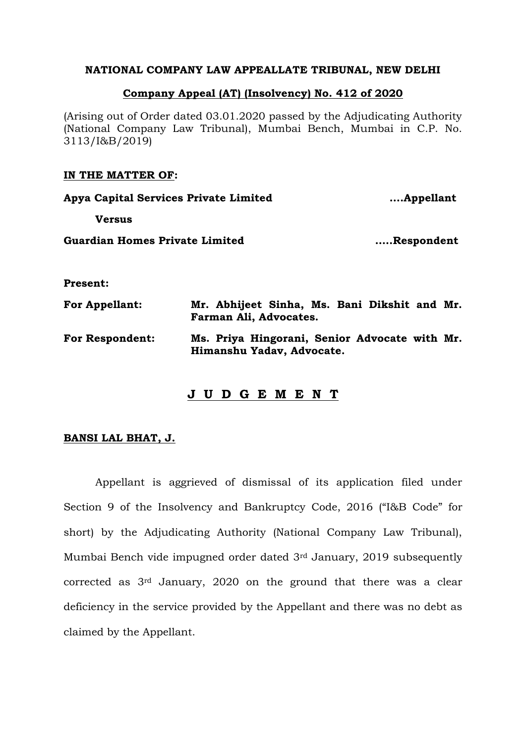**NATIONAL COMPANY LAW APPEALLATE TRIBUNAL, NEW DELHI**

**Company Appeal (AT) (Insolvency) No. 412 of 2020**

(Arising out of Order dated 03.01.2020 passed by the Adjudicating Authority (National Company Law Tribunal), Mumbai Bench, Mumbai in C.P. No. 3113/I&B/2019)

**IN THE MATTER OF:**

**Apya Capital Services Private Limited** ....**Appellant**

**Versus**

**Guardian Homes Private Limited** .....**Respondent**

**Present:**

| | |
|---|---|
| **For Appellant:** | **Mr. Abhijeet Sinha, Ms. Bani Dikshit and Mr. Farman Ali, Advocates.** |
| **For Respondent:** | **Ms. Priya Hingorani, Senior Advocate with Mr. Himanshu Yadav, Advocate.** |

## J U D G E M E N T

**BANSI LAL BHAT, J.**

Appellant is aggrieved of dismissal of its application filed under Section 9 of the Insolvency and Bankruptcy Code, 2016 ("I&B Code" for short) by the Adjudicating Authority (National Company Law Tribunal), Mumbai Bench vide impugned order dated 3rd January, 2019 subsequently corrected as 3rd January, 2020 on the ground that there was a clear deficiency in the service provided by the Appellant and there was no debt as claimed by the Appellant.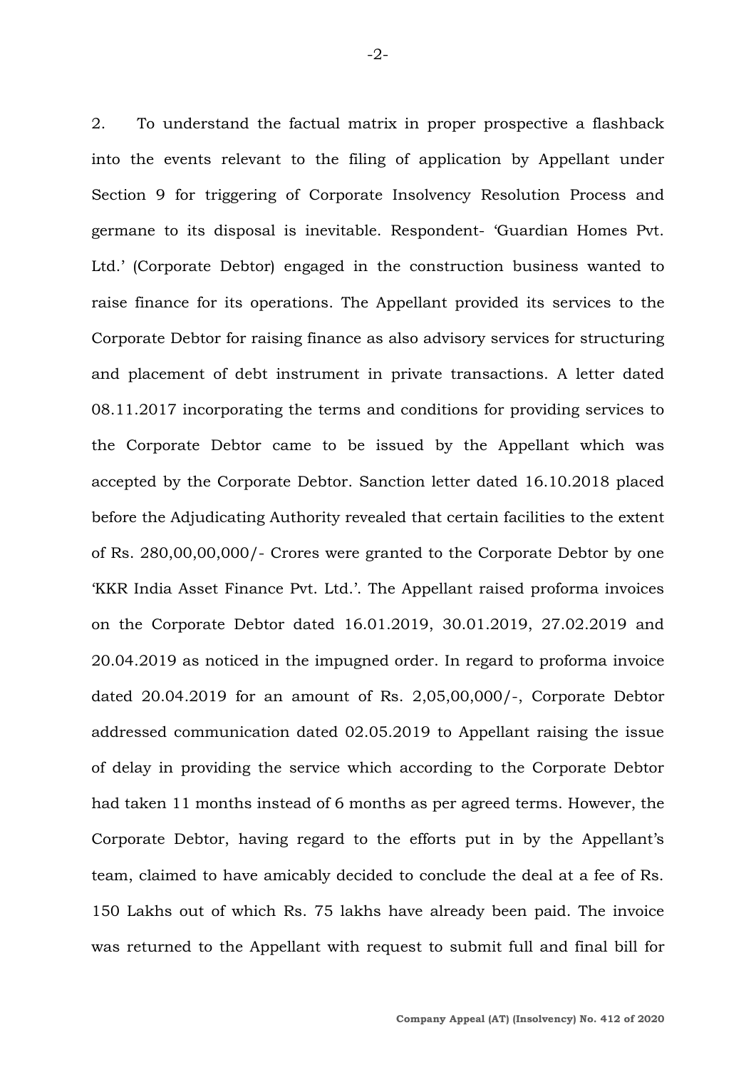2. To understand the factual matrix in proper prospective a flashback into the events relevant to the filing of application by Appellant under Section 9 for triggering of Corporate Insolvency Resolution Process and germane to its disposal is inevitable. Respondent- 'Guardian Homes Pvt. Ltd.' (Corporate Debtor) engaged in the construction business wanted to raise finance for its operations. The Appellant provided its services to the Corporate Debtor for raising finance as also advisory services for structuring and placement of debt instrument in private transactions. A letter dated 08.11.2017 incorporating the terms and conditions for providing services to the Corporate Debtor came to be issued by the Appellant which was accepted by the Corporate Debtor. Sanction letter dated 16.10.2018 placed before the Adjudicating Authority revealed that certain facilities to the extent of Rs. 280,00,00,000/- Crores were granted to the Corporate Debtor by one 'KKR India Asset Finance Pvt. Ltd.'. The Appellant raised proforma invoices on the Corporate Debtor dated 16.01.2019, 30.01.2019, 27.02.2019 and 20.04.2019 as noticed in the impugned order. In regard to proforma invoice dated 20.04.2019 for an amount of Rs. 2,05,00,000/-, Corporate Debtor addressed communication dated 02.05.2019 to Appellant raising the issue of delay in providing the service which according to the Corporate Debtor had taken 11 months instead of 6 months as per agreed terms. However, the Corporate Debtor, having regard to the efforts put in by the Appellant's team, claimed to have amicably decided to conclude the deal at a fee of Rs. 150 Lakhs out of which Rs. 75 lakhs have already been paid. The invoice was returned to the Appellant with request to submit full and final bill for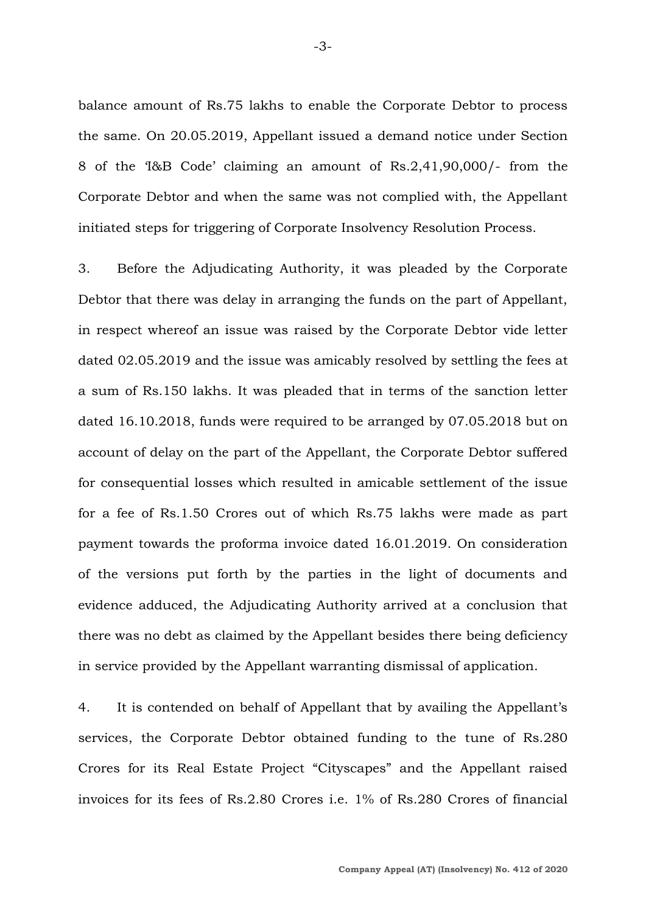balance amount of Rs.75 lakhs to enable the Corporate Debtor to process the same. On 20.05.2019, Appellant issued a demand notice under Section 8 of the 'I&B Code' claiming an amount of Rs.2,41,90,000/- from the Corporate Debtor and when the same was not complied with, the Appellant initiated steps for triggering of Corporate Insolvency Resolution Process.

3. Before the Adjudicating Authority, it was pleaded by the Corporate Debtor that there was delay in arranging the funds on the part of Appellant, in respect whereof an issue was raised by the Corporate Debtor vide letter dated 02.05.2019 and the issue was amicably resolved by settling the fees at a sum of Rs.150 lakhs. It was pleaded that in terms of the sanction letter dated 16.10.2018, funds were required to be arranged by 07.05.2018 but on account of delay on the part of the Appellant, the Corporate Debtor suffered for consequential losses which resulted in amicable settlement of the issue for a fee of Rs.1.50 Crores out of which Rs.75 lakhs were made as part payment towards the proforma invoice dated 16.01.2019. On consideration of the versions put forth by the parties in the light of documents and evidence adduced, the Adjudicating Authority arrived at a conclusion that there was no debt as claimed by the Appellant besides there being deficiency in service provided by the Appellant warranting dismissal of application.

4. It is contended on behalf of Appellant that by availing the Appellant's services, the Corporate Debtor obtained funding to the tune of Rs.280 Crores for its Real Estate Project "Cityscapes" and the Appellant raised invoices for its fees of Rs.2.80 Crores i.e. 1% of Rs.280 Crores of financial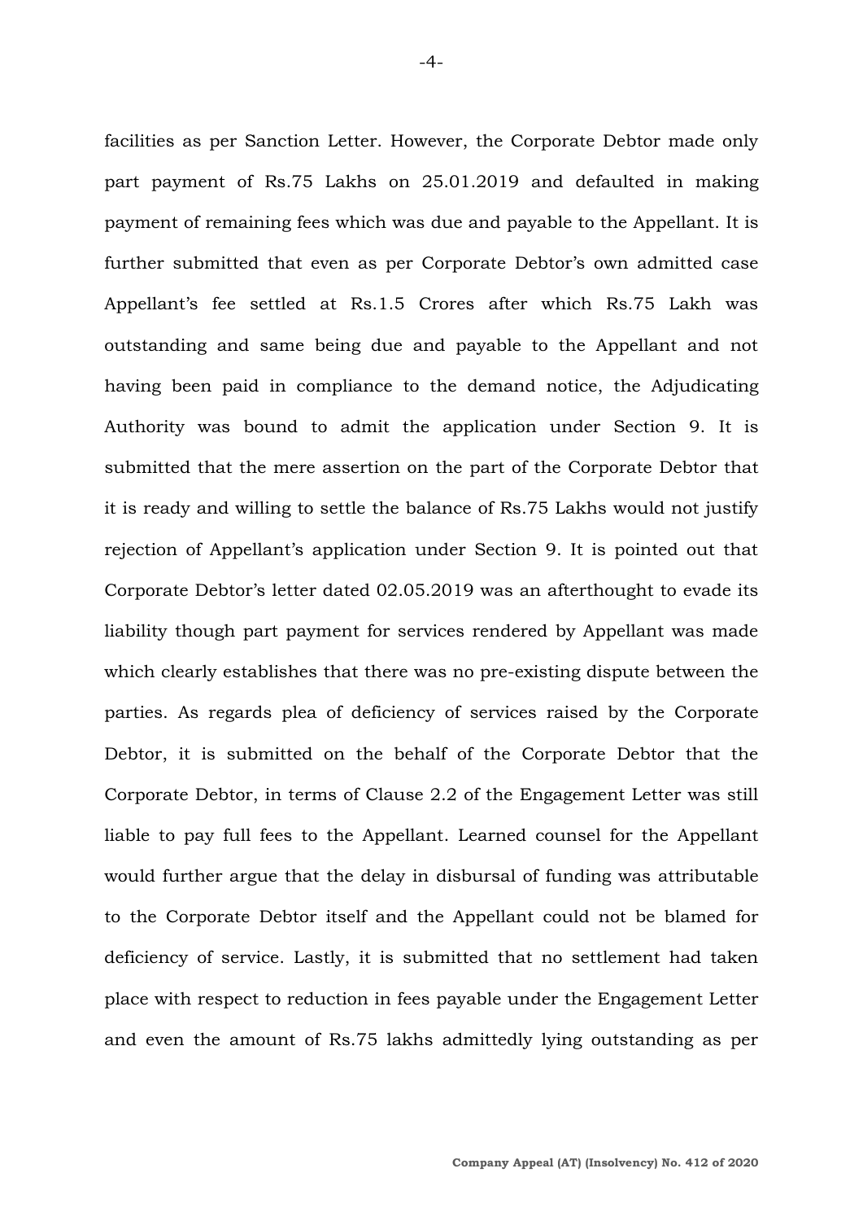facilities as per Sanction Letter. However, the Corporate Debtor made only part payment of Rs.75 Lakhs on 25.01.2019 and defaulted in making payment of remaining fees which was due and payable to the Appellant. It is further submitted that even as per Corporate Debtor's own admitted case Appellant's fee settled at Rs.1.5 Crores after which Rs.75 Lakh was outstanding and same being due and payable to the Appellant and not having been paid in compliance to the demand notice, the Adjudicating Authority was bound to admit the application under Section 9. It is submitted that the mere assertion on the part of the Corporate Debtor that it is ready and willing to settle the balance of Rs.75 Lakhs would not justify rejection of Appellant's application under Section 9. It is pointed out that Corporate Debtor's letter dated 02.05.2019 was an afterthought to evade its liability though part payment for services rendered by Appellant was made which clearly establishes that there was no pre-existing dispute between the parties. As regards plea of deficiency of services raised by the Corporate Debtor, it is submitted on the behalf of the Corporate Debtor that the Corporate Debtor, in terms of Clause 2.2 of the Engagement Letter was still liable to pay full fees to the Appellant. Learned counsel for the Appellant would further argue that the delay in disbursal of funding was attributable to the Corporate Debtor itself and the Appellant could not be blamed for deficiency of service. Lastly, it is submitted that no settlement had taken place with respect to reduction in fees payable under the Engagement Letter and even the amount of Rs.75 lakhs admittedly lying outstanding as per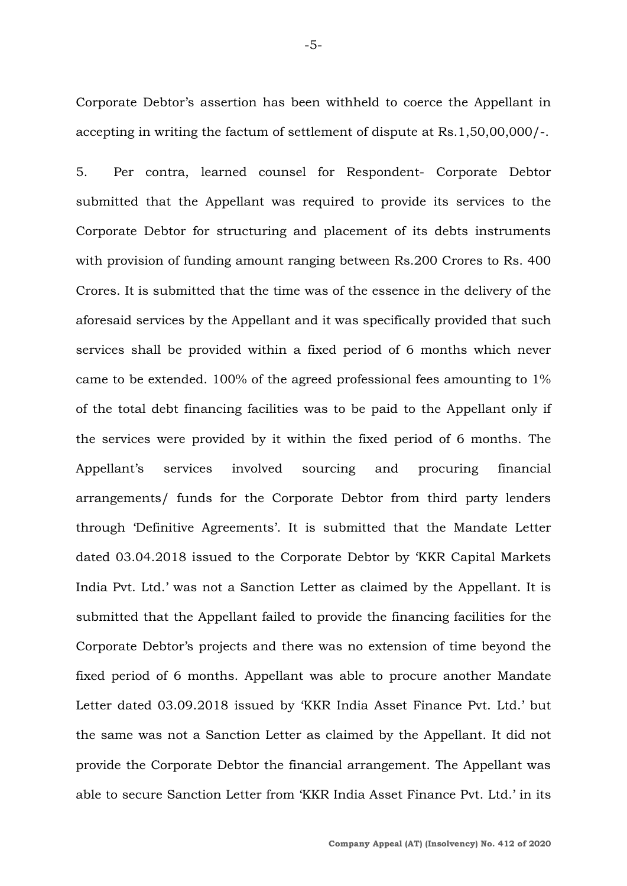Corporate Debtor's assertion has been withheld to coerce the Appellant in accepting in writing the factum of settlement of dispute at Rs.1,50,00,000/-.

5. Per contra, learned counsel for Respondent- Corporate Debtor submitted that the Appellant was required to provide its services to the Corporate Debtor for structuring and placement of its debts instruments with provision of funding amount ranging between Rs.200 Crores to Rs. 400 Crores. It is submitted that the time was of the essence in the delivery of the aforesaid services by the Appellant and it was specifically provided that such services shall be provided within a fixed period of 6 months which never came to be extended. 100% of the agreed professional fees amounting to 1% of the total debt financing facilities was to be paid to the Appellant only if the services were provided by it within the fixed period of 6 months. The Appellant's services involved sourcing and procuring financial arrangements/ funds for the Corporate Debtor from third party lenders through 'Definitive Agreements'. It is submitted that the Mandate Letter dated 03.04.2018 issued to the Corporate Debtor by 'KKR Capital Markets India Pvt. Ltd.' was not a Sanction Letter as claimed by the Appellant. It is submitted that the Appellant failed to provide the financing facilities for the Corporate Debtor's projects and there was no extension of time beyond the fixed period of 6 months. Appellant was able to procure another Mandate Letter dated 03.09.2018 issued by 'KKR India Asset Finance Pvt. Ltd.' but the same was not a Sanction Letter as claimed by the Appellant. It did not provide the Corporate Debtor the financial arrangement. The Appellant was able to secure Sanction Letter from 'KKR India Asset Finance Pvt. Ltd.' in its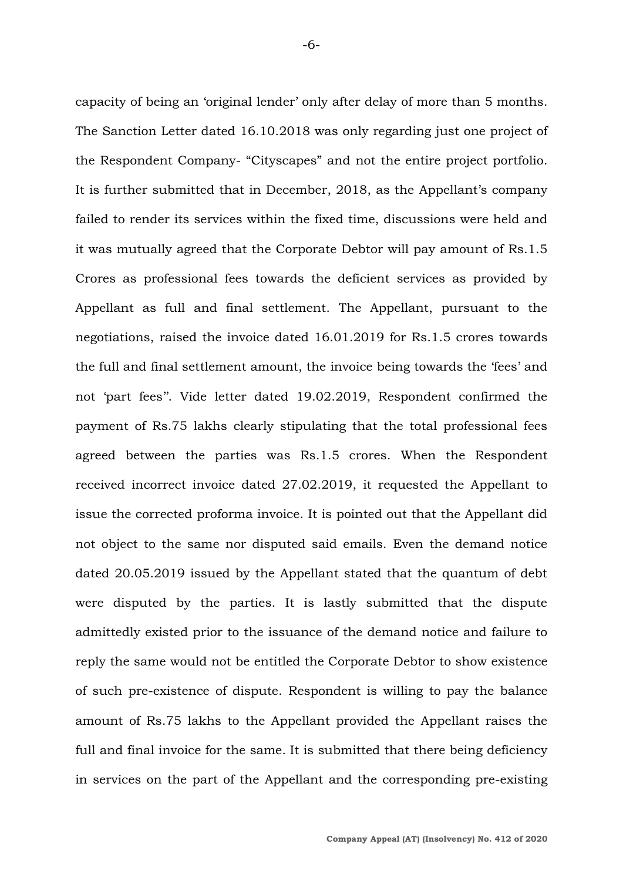capacity of being an 'original lender' only after delay of more than 5 months. The Sanction Letter dated 16.10.2018 was only regarding just one project of the Respondent Company- "Cityscapes" and not the entire project portfolio. It is further submitted that in December, 2018, as the Appellant's company failed to render its services within the fixed time, discussions were held and it was mutually agreed that the Corporate Debtor will pay amount of Rs.1.5 Crores as professional fees towards the deficient services as provided by Appellant as full and final settlement. The Appellant, pursuant to the negotiations, raised the invoice dated 16.01.2019 for Rs.1.5 crores towards the full and final settlement amount, the invoice being towards the 'fees' and not 'part fees". Vide letter dated 19.02.2019, Respondent confirmed the payment of Rs.75 lakhs clearly stipulating that the total professional fees agreed between the parties was Rs.1.5 crores. When the Respondent received incorrect invoice dated 27.02.2019, it requested the Appellant to issue the corrected proforma invoice. It is pointed out that the Appellant did not object to the same nor disputed said emails. Even the demand notice dated 20.05.2019 issued by the Appellant stated that the quantum of debt were disputed by the parties. It is lastly submitted that the dispute admittedly existed prior to the issuance of the demand notice and failure to reply the same would not be entitled the Corporate Debtor to show existence of such pre-existence of dispute. Respondent is willing to pay the balance amount of Rs.75 lakhs to the Appellant provided the Appellant raises the full and final invoice for the same. It is submitted that there being deficiency in services on the part of the Appellant and the corresponding pre-existing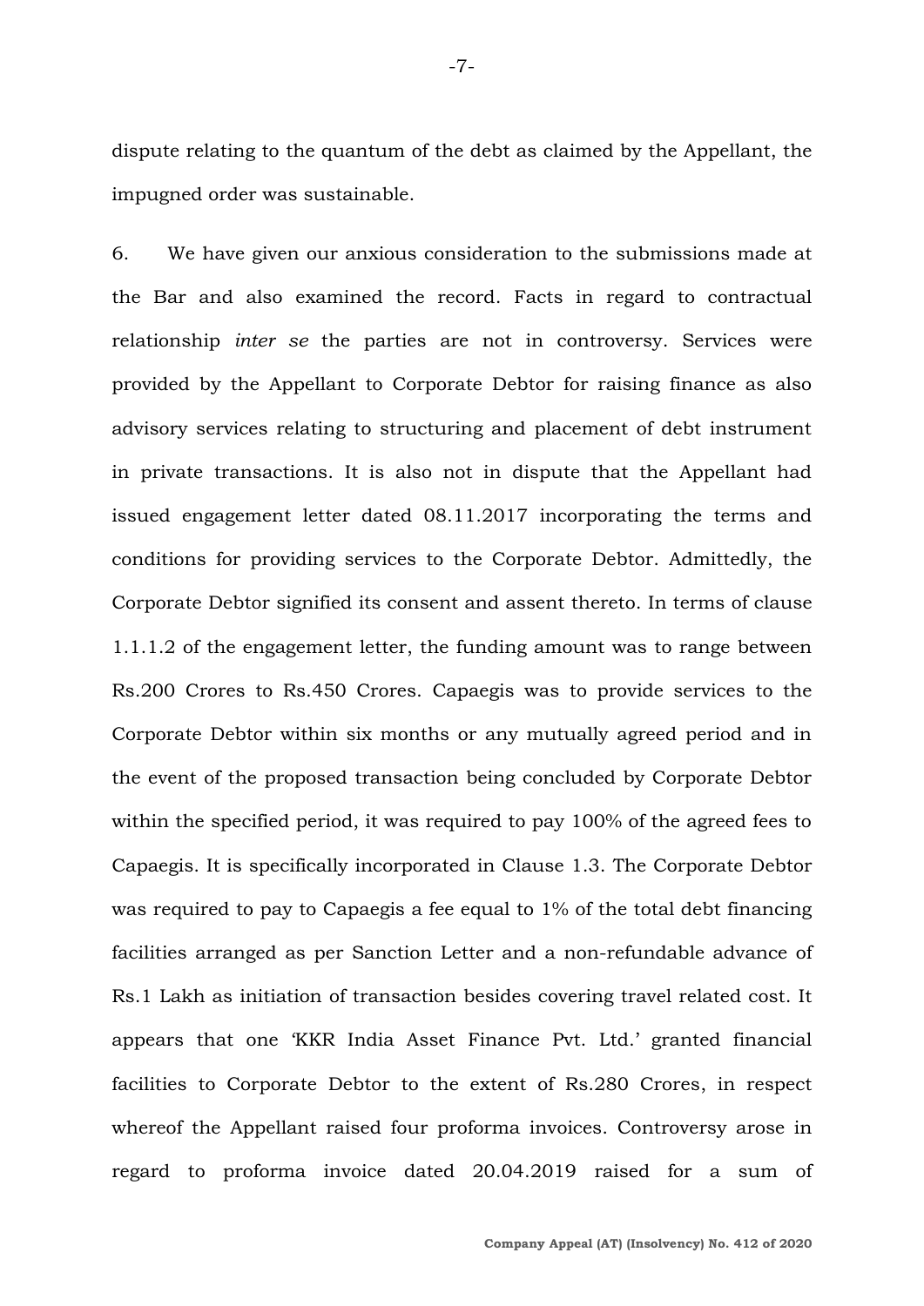dispute relating to the quantum of the debt as claimed by the Appellant, the impugned order was sustainable.

6. We have given our anxious consideration to the submissions made at the Bar and also examined the record. Facts in regard to contractual relationship *inter se* the parties are not in controversy. Services were provided by the Appellant to Corporate Debtor for raising finance as also advisory services relating to structuring and placement of debt instrument in private transactions. It is also not in dispute that the Appellant had issued engagement letter dated 08.11.2017 incorporating the terms and conditions for providing services to the Corporate Debtor. Admittedly, the Corporate Debtor signified its consent and assent thereto. In terms of clause 1.1.1.2 of the engagement letter, the funding amount was to range between Rs.200 Crores to Rs.450 Crores. Capaegis was to provide services to the Corporate Debtor within six months or any mutually agreed period and in the event of the proposed transaction being concluded by Corporate Debtor within the specified period, it was required to pay 100% of the agreed fees to Capaegis. It is specifically incorporated in Clause 1.3. The Corporate Debtor was required to pay to Capaegis a fee equal to 1% of the total debt financing facilities arranged as per Sanction Letter and a non-refundable advance of Rs.1 Lakh as initiation of transaction besides covering travel related cost. It appears that one 'KKR India Asset Finance Pvt. Ltd.' granted financial facilities to Corporate Debtor to the extent of Rs.280 Crores, in respect whereof the Appellant raised four proforma invoices. Controversy arose in regard to proforma invoice dated 20.04.2019 raised for a sum of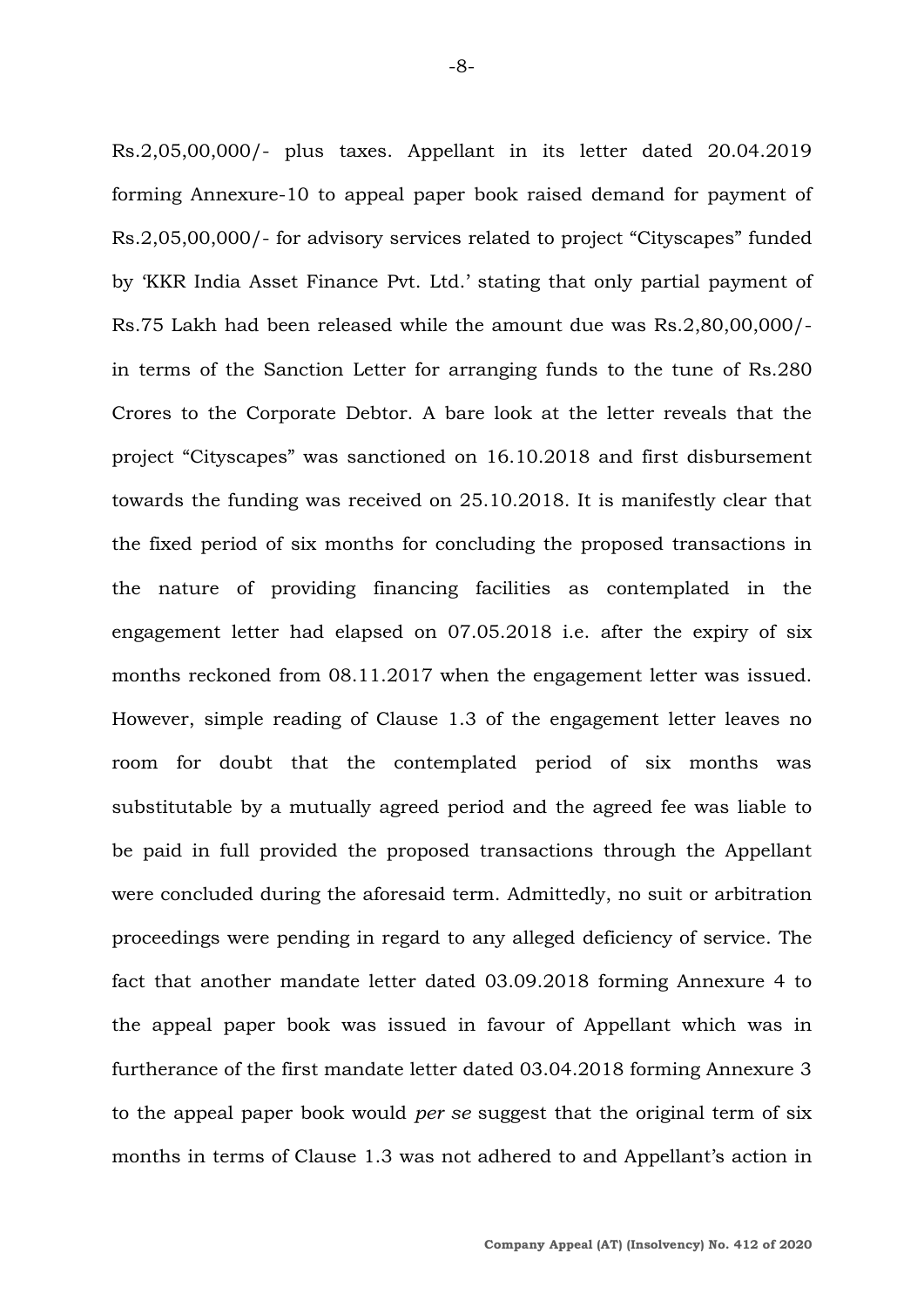Rs.2,05,00,000/- plus taxes. Appellant in its letter dated 20.04.2019 forming Annexure-10 to appeal paper book raised demand for payment of Rs.2,05,00,000/- for advisory services related to project "Cityscapes" funded by 'KKR India Asset Finance Pvt. Ltd.' stating that only partial payment of Rs.75 Lakh had been released while the amount due was Rs.2,80,00,000/- in terms of the Sanction Letter for arranging funds to the tune of Rs.280 Crores to the Corporate Debtor. A bare look at the letter reveals that the project "Cityscapes" was sanctioned on 16.10.2018 and first disbursement towards the funding was received on 25.10.2018. It is manifestly clear that the fixed period of six months for concluding the proposed transactions in the nature of providing financing facilities as contemplated in the engagement letter had elapsed on 07.05.2018 i.e. after the expiry of six months reckoned from 08.11.2017 when the engagement letter was issued. However, simple reading of Clause 1.3 of the engagement letter leaves no room for doubt that the contemplated period of six months was substitutable by a mutually agreed period and the agreed fee was liable to be paid in full provided the proposed transactions through the Appellant were concluded during the aforesaid term. Admittedly, no suit or arbitration proceedings were pending in regard to any alleged deficiency of service. The fact that another mandate letter dated 03.09.2018 forming Annexure 4 to the appeal paper book was issued in favour of Appellant which was in furtherance of the first mandate letter dated 03.04.2018 forming Annexure 3 to the appeal paper book would *per se* suggest that the original term of six months in terms of Clause 1.3 was not adhered to and Appellant's action in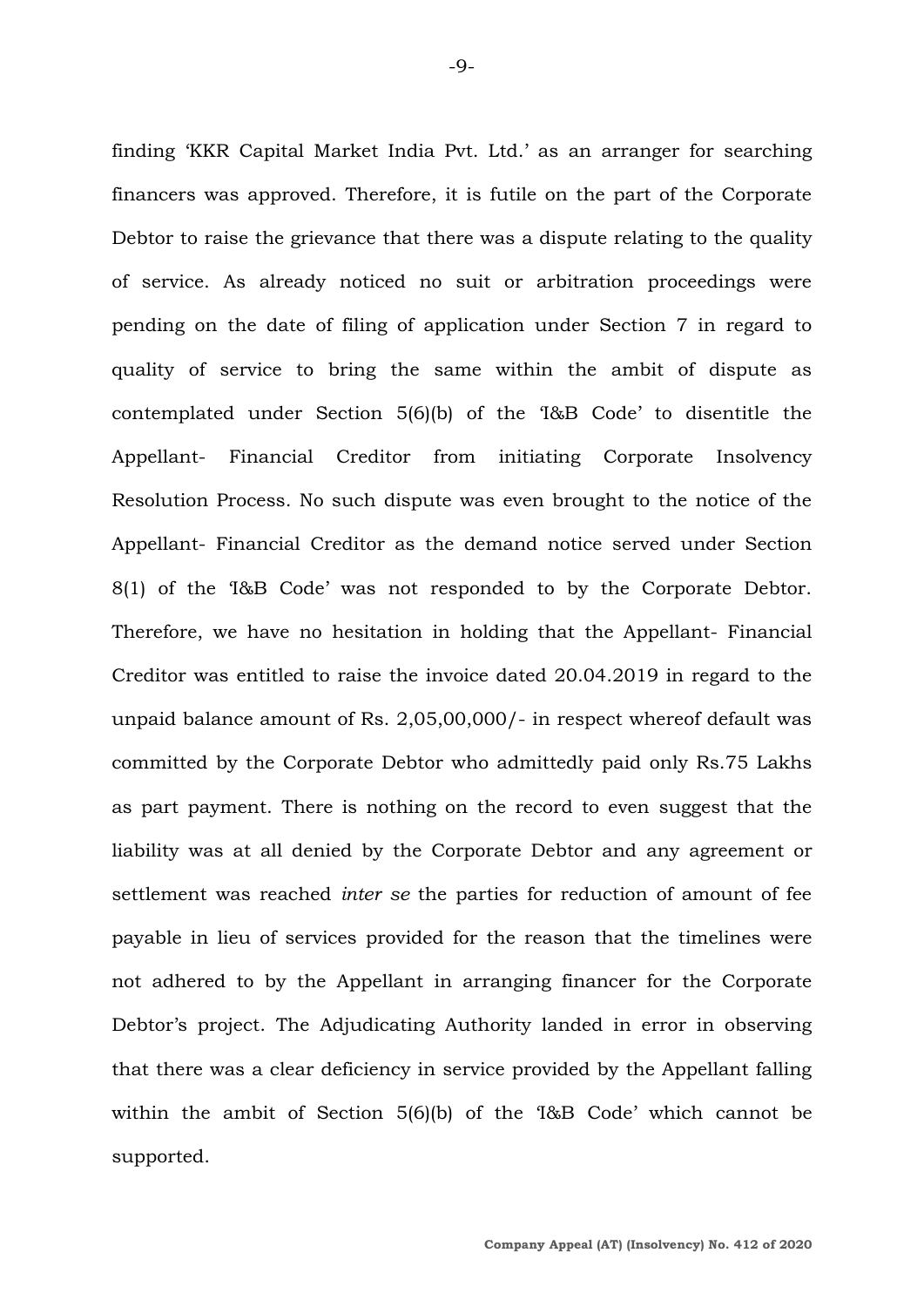finding 'KKR Capital Market India Pvt. Ltd.' as an arranger for searching financers was approved. Therefore, it is futile on the part of the Corporate Debtor to raise the grievance that there was a dispute relating to the quality of service. As already noticed no suit or arbitration proceedings were pending on the date of filing of application under Section 7 in regard to quality of service to bring the same within the ambit of dispute as contemplated under Section 5(6)(b) of the 'I&B Code' to disentitle the Appellant- Financial Creditor from initiating Corporate Insolvency Resolution Process. No such dispute was even brought to the notice of the Appellant- Financial Creditor as the demand notice served under Section 8(1) of the 'I&B Code' was not responded to by the Corporate Debtor. Therefore, we have no hesitation in holding that the Appellant- Financial Creditor was entitled to raise the invoice dated 20.04.2019 in regard to the unpaid balance amount of Rs. 2,05,00,000/- in respect whereof default was committed by the Corporate Debtor who admittedly paid only Rs.75 Lakhs as part payment. There is nothing on the record to even suggest that the liability was at all denied by the Corporate Debtor and any agreement or settlement was reached *inter se* the parties for reduction of amount of fee payable in lieu of services provided for the reason that the timelines were not adhered to by the Appellant in arranging financer for the Corporate Debtor's project. The Adjudicating Authority landed in error in observing that there was a clear deficiency in service provided by the Appellant falling within the ambit of Section 5(6)(b) of the 'I&B Code' which cannot be supported.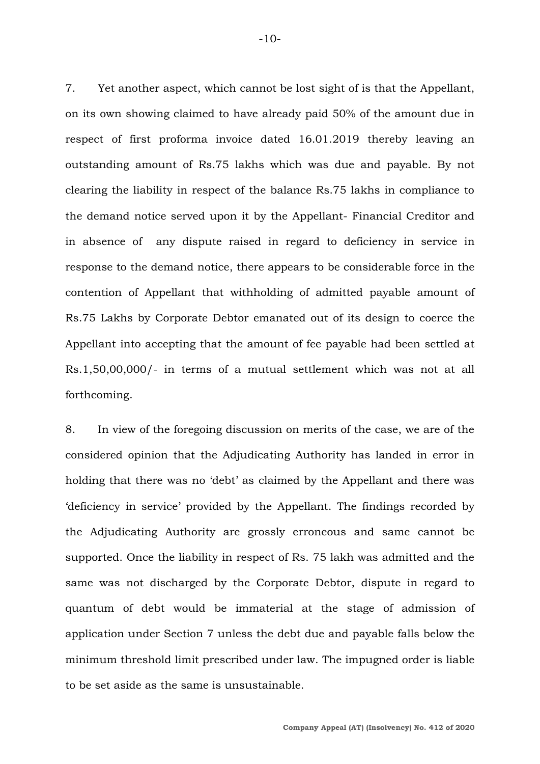7. Yet another aspect, which cannot be lost sight of is that the Appellant, on its own showing claimed to have already paid 50% of the amount due in respect of first proforma invoice dated 16.01.2019 thereby leaving an outstanding amount of Rs.75 lakhs which was due and payable. By not clearing the liability in respect of the balance Rs.75 lakhs in compliance to the demand notice served upon it by the Appellant- Financial Creditor and in absence of any dispute raised in regard to deficiency in service in response to the demand notice, there appears to be considerable force in the contention of Appellant that withholding of admitted payable amount of Rs.75 Lakhs by Corporate Debtor emanated out of its design to coerce the Appellant into accepting that the amount of fee payable had been settled at Rs.1,50,00,000/- in terms of a mutual settlement which was not at all forthcoming.

8. In view of the foregoing discussion on merits of the case, we are of the considered opinion that the Adjudicating Authority has landed in error in holding that there was no 'debt' as claimed by the Appellant and there was 'deficiency in service' provided by the Appellant. The findings recorded by the Adjudicating Authority are grossly erroneous and same cannot be supported. Once the liability in respect of Rs. 75 lakh was admitted and the same was not discharged by the Corporate Debtor, dispute in regard to quantum of debt would be immaterial at the stage of admission of application under Section 7 unless the debt due and payable falls below the minimum threshold limit prescribed under law. The impugned order is liable to be set aside as the same is unsustainable.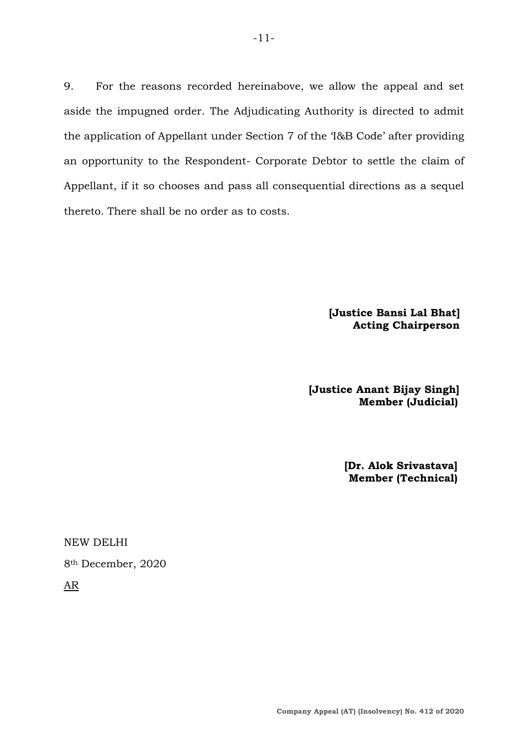9. For the reasons recorded hereinabove, we allow the appeal and set aside the impugned order. The Adjudicating Authority is directed to admit the application of Appellant under Section 7 of the 'I&B Code' after providing an opportunity to the Respondent- Corporate Debtor to settle the claim of Appellant, if it so chooses and pass all consequential directions as a sequel thereto. There shall be no order as to costs.

**[Justice Bansi Lal Bhat]**
**Acting Chairperson**

**[Justice Anant Bijay Singh]**
**Member (Judicial)**

**[Dr. Alok Srivastava]**
**Member (Technical)**

NEW DELHI

8th December, 2020

AR